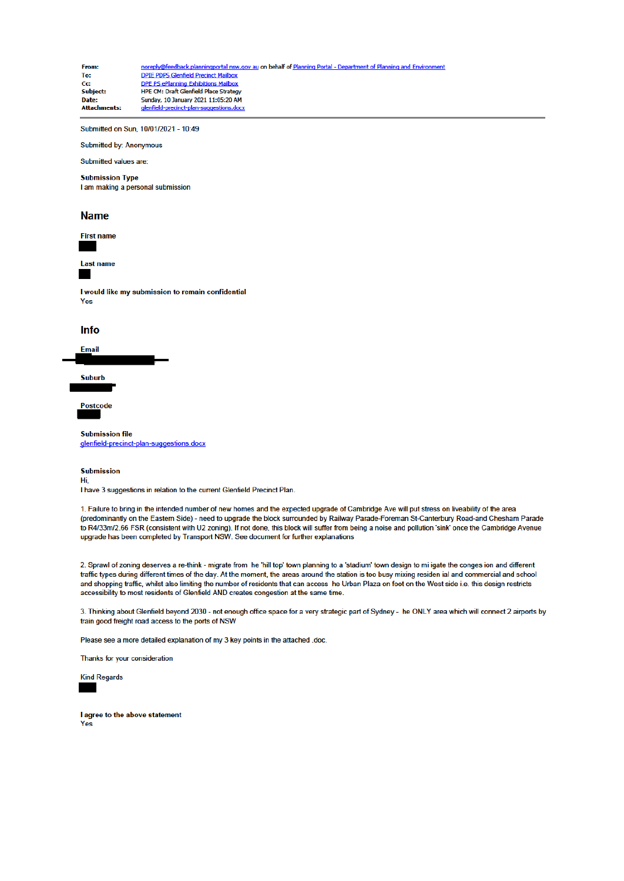| | |
|---|---|
| **From:** | noreply@feedback.planningportal.nsw.gov.au on behalf of Planning Portal - Department of Planning and Environment |
| **To:** | DPIE PDPS Glenfield Precinct Mailbox |
| **Cc:** | DPE PS ePlanning Exhibitions Mailbox |
| **Subject:** | HPE CM: Draft Glenfield Place Strategy |
| **Date:** | Sunday, 10 January 2021 11:05:20 AM |
| **Attachments:** | glenfield-precinct-plan-suggestions.docx |

Submitted on Sun, 10/01/2021 - 10:49

Submitted by: Anonymous

Submitted values are:

**Submission Type**
I am making a personal submission

## Name

**First name**

**Last name**

**I would like my submission to remain confidential**
Yes

## Info

**Email**

**Suburb**

**Postcode**

**Submission file**
glenfield-precinct-plan-suggestions.docx

**Submission**
Hi,
I have 3 suggestions in relation to the current Glenfield Precinct Plan.

1. Failure to bring in the intended number of new homes and the expected upgrade of Cambridge Ave will put stress on liveability of the area (predominantly on the Eastern Side) - need to upgrade the block surrounded by Railway Parade-Foreman St-Canterbury Road-and Chesham Parade to R4/33m/2.66 FSR (consistent with U2 zoning). If not done, this block will suffer from being a noise and pollution 'sink' once the Cambridge Avenue upgrade has been completed by Transport NSW. See document for further explanations

2. Sprawl of zoning deserves a re-think - migrate from he 'hill top' town planning to a 'stadium' town design to mi igate the conges ion and different traffic types during different times of the day. At the moment, the areas around the station is too busy mixing residen ial and commercial and school and shopping traffic, whilst also limiting the number of residents that can access he Urban Plaza on foot on the West side i.e. this design restricts accessibility to most residents of Glenfield AND creates congestion at the same time.

3. Thinking about Glenfield beyond 2030 - not enough office space for a very strategic part of Sydney - he ONLY area which will connect 2 airports by train good freight road access to the ports of NSW

Please see a more detailed explanation of my 3 key points in the attached .doc.

Thanks for your consideration

Kind Regards

**I agree to the above statement**
Yes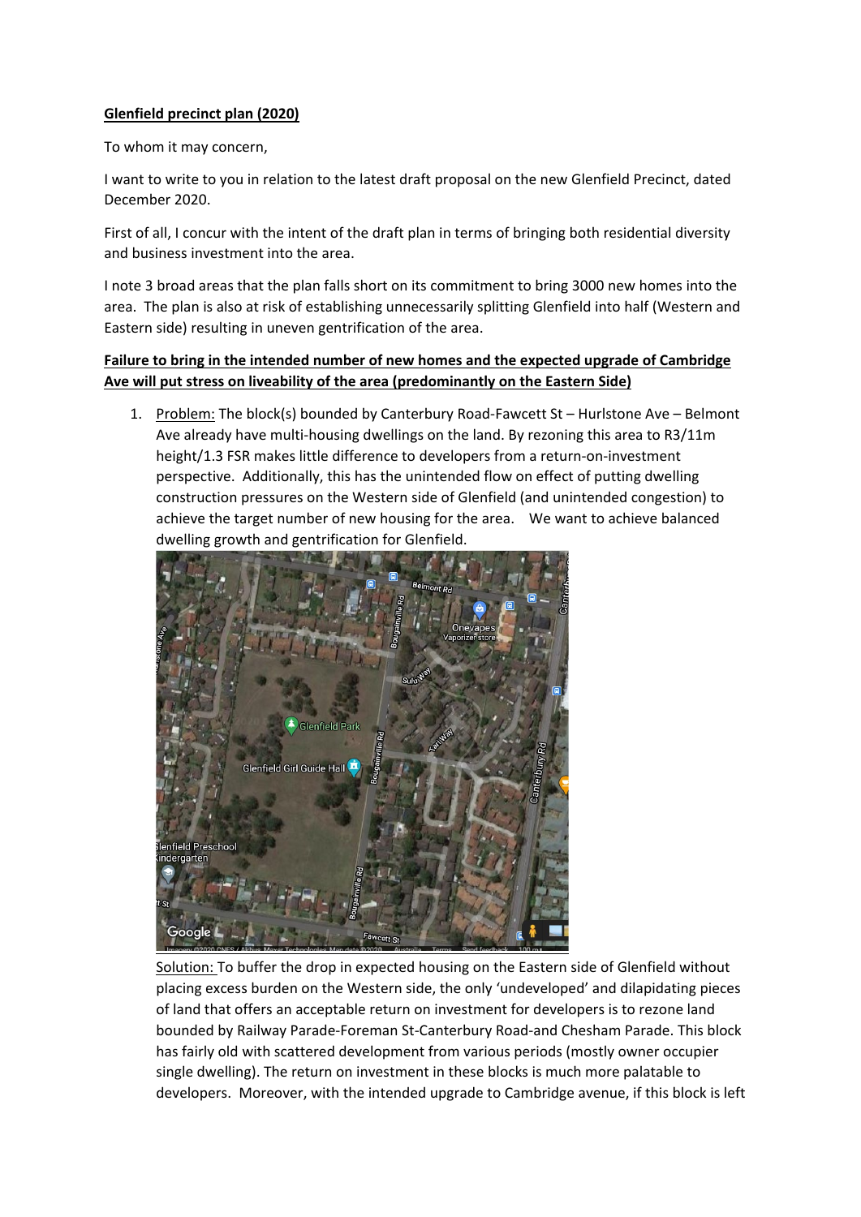**Glenfield precinct plan (2020)**

To whom it may concern,

I want to write to you in relation to the latest draft proposal on the new Glenfield Precinct, dated December 2020.

First of all, I concur with the intent of the draft plan in terms of bringing both residential diversity and business investment into the area.

I note 3 broad areas that the plan falls short on its commitment to bring 3000 new homes into the area. The plan is also at risk of establishing unnecessarily splitting Glenfield into half (Western and Eastern side) resulting in uneven gentrification of the area.

**Failure to bring in the intended number of new homes and the expected upgrade of Cambridge Ave will put stress on liveability of the area (predominantly on the Eastern Side)**

1. Problem: The block(s) bounded by Canterbury Road-Fawcett St – Hurlstone Ave – Belmont Ave already have multi-housing dwellings on the land. By rezoning this area to R3/11m height/1.3 FSR makes little difference to developers from a return-on-investment perspective. Additionally, this has the unintended flow on effect of putting dwelling construction pressures on the Western side of Glenfield (and unintended congestion) to achieve the target number of new housing for the area. We want to achieve balanced dwelling growth and gentrification for Glenfield.

   Solution: To buffer the drop in expected housing on the Eastern side of Glenfield without placing excess burden on the Western side, the only 'undeveloped' and dilapidating pieces of land that offers an acceptable return on investment for developers is to rezone land bounded by Railway Parade-Foreman St-Canterbury Road-and Chesham Parade. This block has fairly old with scattered development from various periods (mostly owner occupier single dwelling). The return on investment in these blocks is much more palatable to developers. Moreover, with the intended upgrade to Cambridge avenue, if this block is left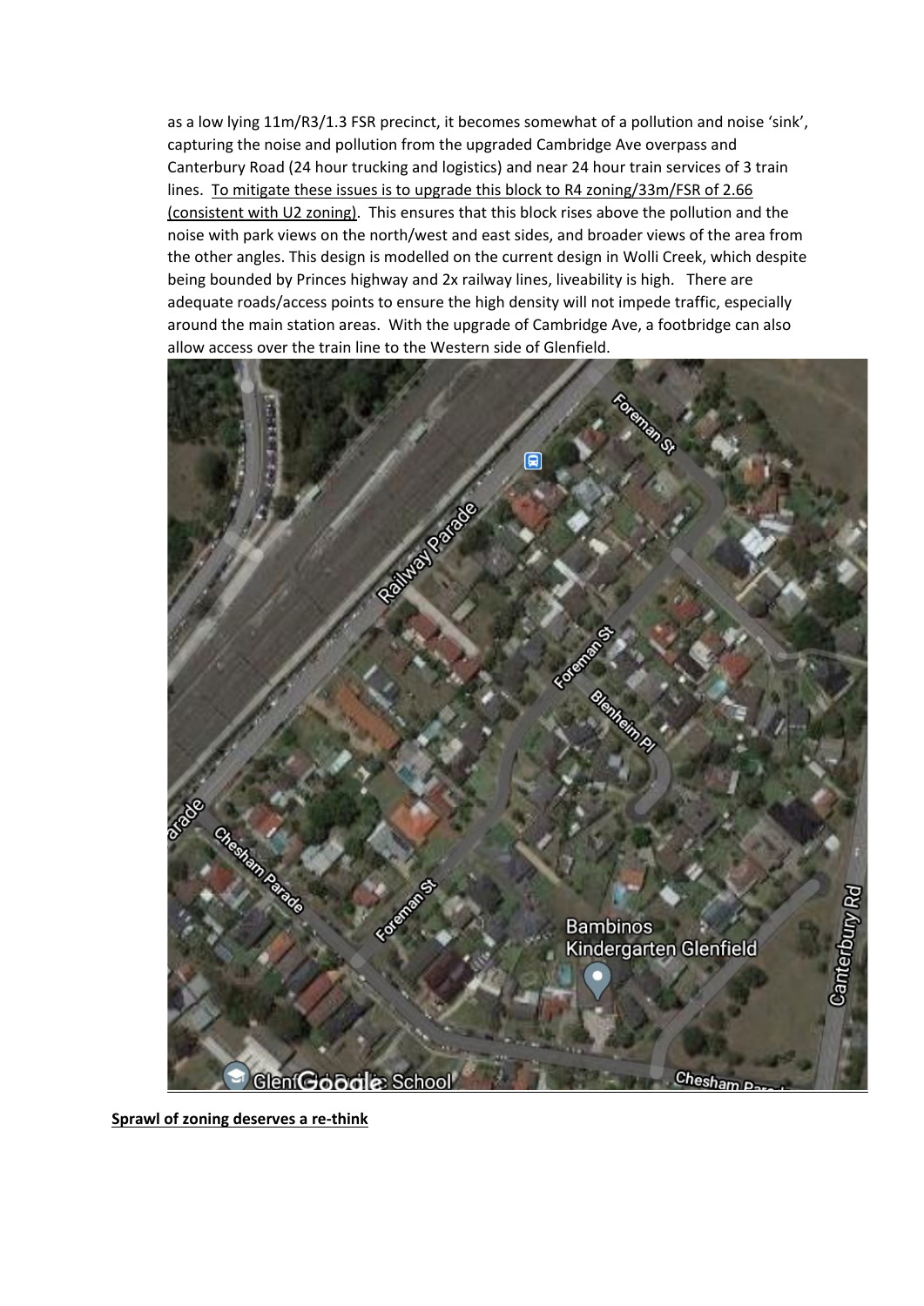as a low lying 11m/R3/1.3 FSR precinct, it becomes somewhat of a pollution and noise 'sink', capturing the noise and pollution from the upgraded Cambridge Ave overpass and Canterbury Road (24 hour trucking and logistics) and near 24 hour train services of 3 train lines. <u>To mitigate these issues is to upgrade this block to R4 zoning/33m/FSR of 2.66 (consistent with U2 zoning)</u>. This ensures that this block rises above the pollution and the noise with park views on the north/west and east sides, and broader views of the area from the other angles. This design is modelled on the current design in Wolli Creek, which despite being bounded by Princes highway and 2x railway lines, liveability is high. There are adequate roads/access points to ensure the high density will not impede traffic, especially around the main station areas. With the upgrade of Cambridge Ave, a footbridge can also allow access over the train line to the Western side of Glenfield.

**<u>Sprawl of zoning deserves a re-think</u>**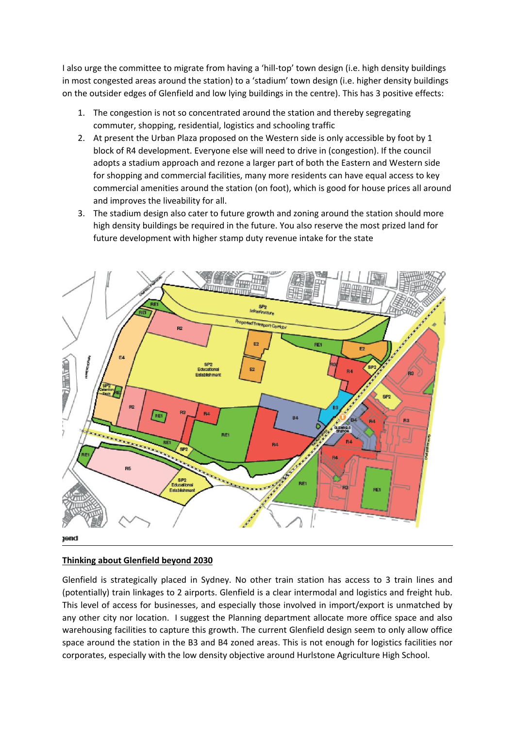I also urge the committee to migrate from having a 'hill-top' town design (i.e. high density buildings in most congested areas around the station) to a 'stadium' town design (i.e. higher density buildings on the outsider edges of Glenfield and low lying buildings in the centre). This has 3 positive effects:

1. The congestion is not so concentrated around the station and thereby segregating commuter, shopping, residential, logistics and schooling traffic
2. At present the Urban Plaza proposed on the Western side is only accessible by foot by 1 block of R4 development. Everyone else will need to drive in (congestion). If the council adopts a stadium approach and rezone a larger part of both the Eastern and Western side for shopping and commercial facilities, many more residents can have equal access to key commercial amenities around the station (on foot), which is good for house prices all around and improves the liveability for all.
3. The stadium design also cater to future growth and zoning around the station should more high density buildings be required in the future. You also reserve the most prized land for future development with higher stamp duty revenue intake for the state

## Thinking about Glenfield beyond 2030

Glenfield is strategically placed in Sydney. No other train station has access to 3 train lines and (potentially) train linkages to 2 airports. Glenfield is a clear intermodal and logistics and freight hub. This level of access for businesses, and especially those involved in import/export is unmatched by any other city nor location. I suggest the Planning department allocate more office space and also warehousing facilities to capture this growth. The current Glenfield design seem to only allow office space around the station in the B3 and B4 zoned areas. This is not enough for logistics facilities nor corporates, especially with the low density objective around Hurlstone Agriculture High School.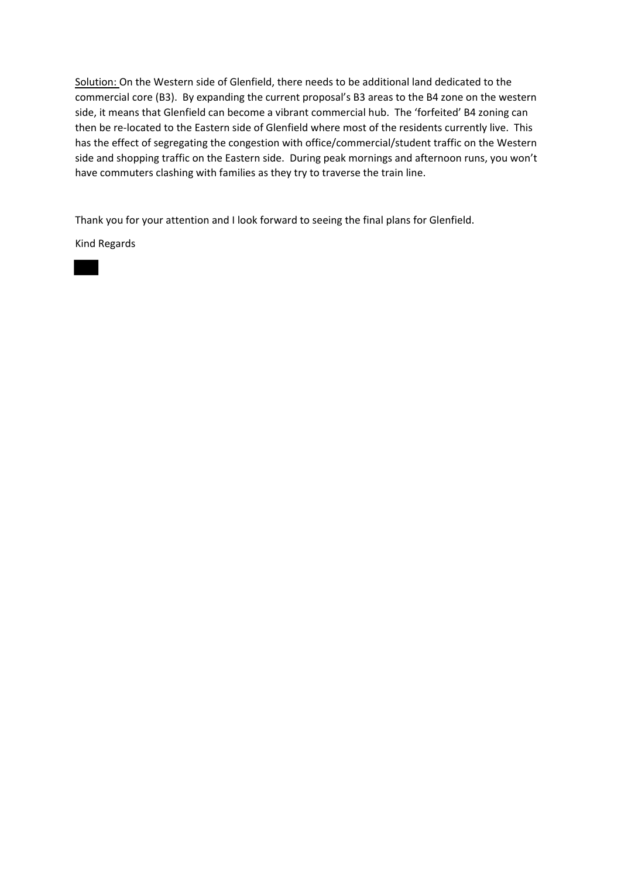<u>Solution:</u> On the Western side of Glenfield, there needs to be additional land dedicated to the commercial core (B3). By expanding the current proposal's B3 areas to the B4 zone on the western side, it means that Glenfield can become a vibrant commercial hub. The 'forfeited' B4 zoning can then be re-located to the Eastern side of Glenfield where most of the residents currently live. This has the effect of segregating the congestion with office/commercial/student traffic on the Western side and shopping traffic on the Eastern side. During peak mornings and afternoon runs, you won't have commuters clashing with families as they try to traverse the train line.

Thank you for your attention and I look forward to seeing the final plans for Glenfield.

Kind Regards